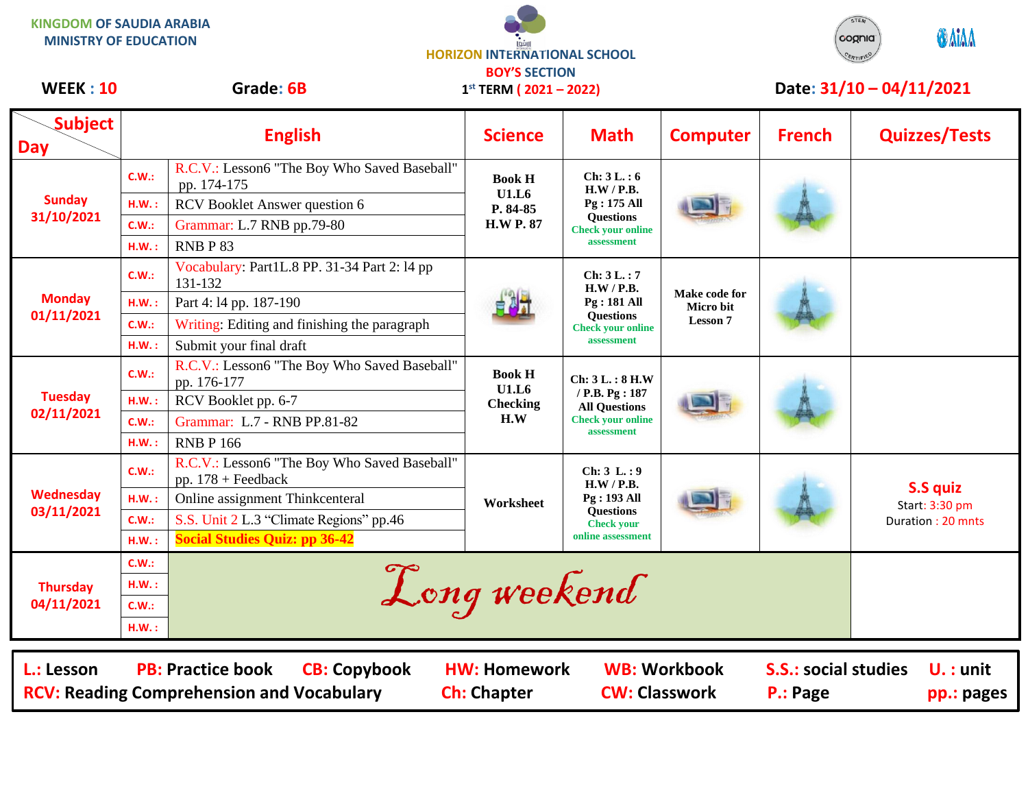KINGDOM OF SAUDIA ARABIA
MINISTRY OF EDUCATION

HORIZON INTERNATIONAL SCHOOL
BOY'S SECTION

**WEEK : 10** **Grade: 6B** 1st TERM ( 2021 – 2022) **Date: 31/10 – 04/11/2021**

| Subject / Day | | English | Science | Math | Computer | French | Quizzes/Tests |
|---|---|---|---|---|---|---|---|
| Sunday 31/10/2021 | C.W.: | R.C.V.: Lesson6 "The Boy Who Saved Baseball" pp. 174-175 | Book H U1.L6 P. 84-85 H.W P. 87 | Ch: 3 L. : 6 H.W / P.B. Pg : 175 All Questions Check your online assessment | | | |
| | H.W. : | RCV Booklet Answer question 6 | | | | | |
| | C.W.: | Grammar: L.7 RNB pp.79-80 | | | | | |
| | H.W. : | RNB P 83 | | | | | |
| Monday 01/11/2021 | C.W.: | Vocabulary: Part1L.8 PP. 31-34 Part 2: l4 pp 131-132 | | Ch: 3 L. : 7 H.W / P.B. Pg : 181 All Questions Check your online assessment | Make code for Micro bit Lesson 7 | | |
| | H.W. : | Part 4: l4 pp. 187-190 | | | | | |
| | C.W.: | Writing: Editing and finishing the paragraph | | | | | |
| | H.W. : | Submit your final draft | | | | | |
| Tuesday 02/11/2021 | C.W.: | R.C.V.: Lesson6 "The Boy Who Saved Baseball" pp. 176-177 | Book H U1.L6 Checking H.W | Ch: 3 L. : 8 H.W / P.B. Pg : 187 All Questions Check your online assessment | | | |
| | H.W. : | RCV Booklet pp. 6-7 | | | | | |
| | C.W.: | Grammar: L.7 - RNB PP.81-82 | | | | | |
| | H.W. : | RNB P 166 | | | | | |
| Wednesday 03/11/2021 | C.W.: | R.C.V.: Lesson6 "The Boy Who Saved Baseball" pp. 178 + Feedback | Worksheet | Ch: 3 L. : 9 H.W / P.B. Pg : 193 All Questions Check your online assessment | | | **S.S quiz** Start: 3:30 pm Duration : 20 mnts |
| | H.W. : | Online assignment Thinkcenteral | | | | | |
| | C.W.: | S.S. Unit 2 L.3 "Climate Regions" pp.46 | | | | | |
| | H.W. : | **Social Studies Quiz: pp 36-42** | | | | | |
| Thursday 04/11/2021 | C.W.: | *Long weekend* | | | | | |
| | H.W. : | | | | | | |
| | C.W.: | | | | | | |
| | H.W. : | | | | | | |

**L.:** Lesson **PB:** Practice book **CB:** Copybook **HW:** Homework **WB:** Workbook **S.S.:** social studies **U. :** unit
**RCV:** Reading Comprehension and Vocabulary **Ch:** Chapter **CW:** Classwork **P.:** Page **pp.:** pages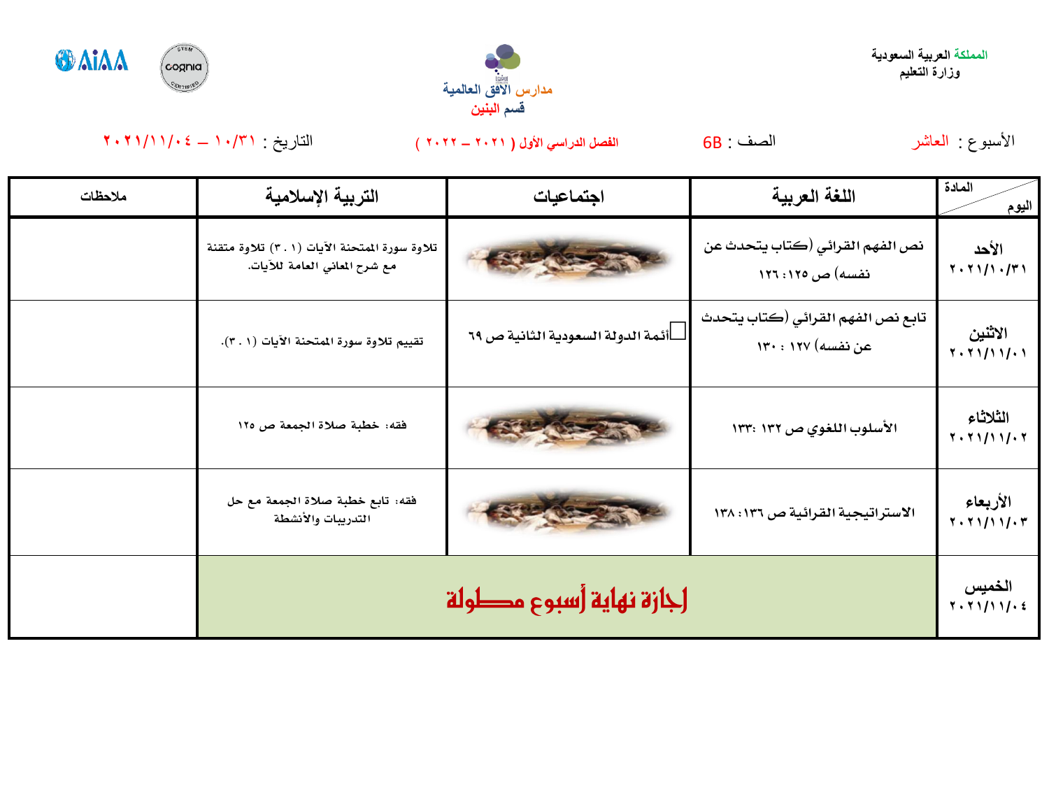المملكة العربية السعودية
وزارة التعليم

مدارس الأفق العالمية
قسم البنين

الأسبوع : العاشر　　الصف : 6B　　الفصل الدراسي الأول ( ٢٠٢١ – ٢٠٢٢ )　　التاريخ : ١٠/٣١ – ٢٠٢١/١١/٠٤

| المادة / اليوم | اللغة العربية | اجتماعيات | التربية الإسلامية | ملاحظات |
|---|---|---|---|---|
| الأحد ٢٠٢١/١٠/٣١ | نص الفهم القرائي (كتاب يتحدث عن نفسه) ص ١٢٥: ١٢٦ | | تلاوة سورة الممتحنة الآيات (١ . ٣) تلاوة متقنة مع شرح المعاني العامة للآيات. | |
| الاثنين ٢٠٢١/١١/٠١ | تابع نص الفهم القرائي (كتاب يتحدث عن نفسه) ١٢٧ : ١٣٠ | أئمة الدولة السعودية الثانية ص ٦٩ | تقييم تلاوة سورة الممتحنة الآيات (١ . ٣). | |
| الثلاثاء ٢٠٢١/١١/٠٢ | الأسلوب اللغوي ص ١٣٢ :١٣٣ | | فقه: خطبة صلاة الجمعة ص ١٢٥ | |
| الأربعاء ٢٠٢١/١١/٠٣ | الاستراتيجية القرائية ص ١٣٦: ١٣٨ | | فقه: تابع خطبة صلاة الجمعة مع حل التدريبات والأنشطة | |
| الخميس ٢٠٢١/١١/٠٤ | إجازة نهاية أسبوع مطـولة | | | |